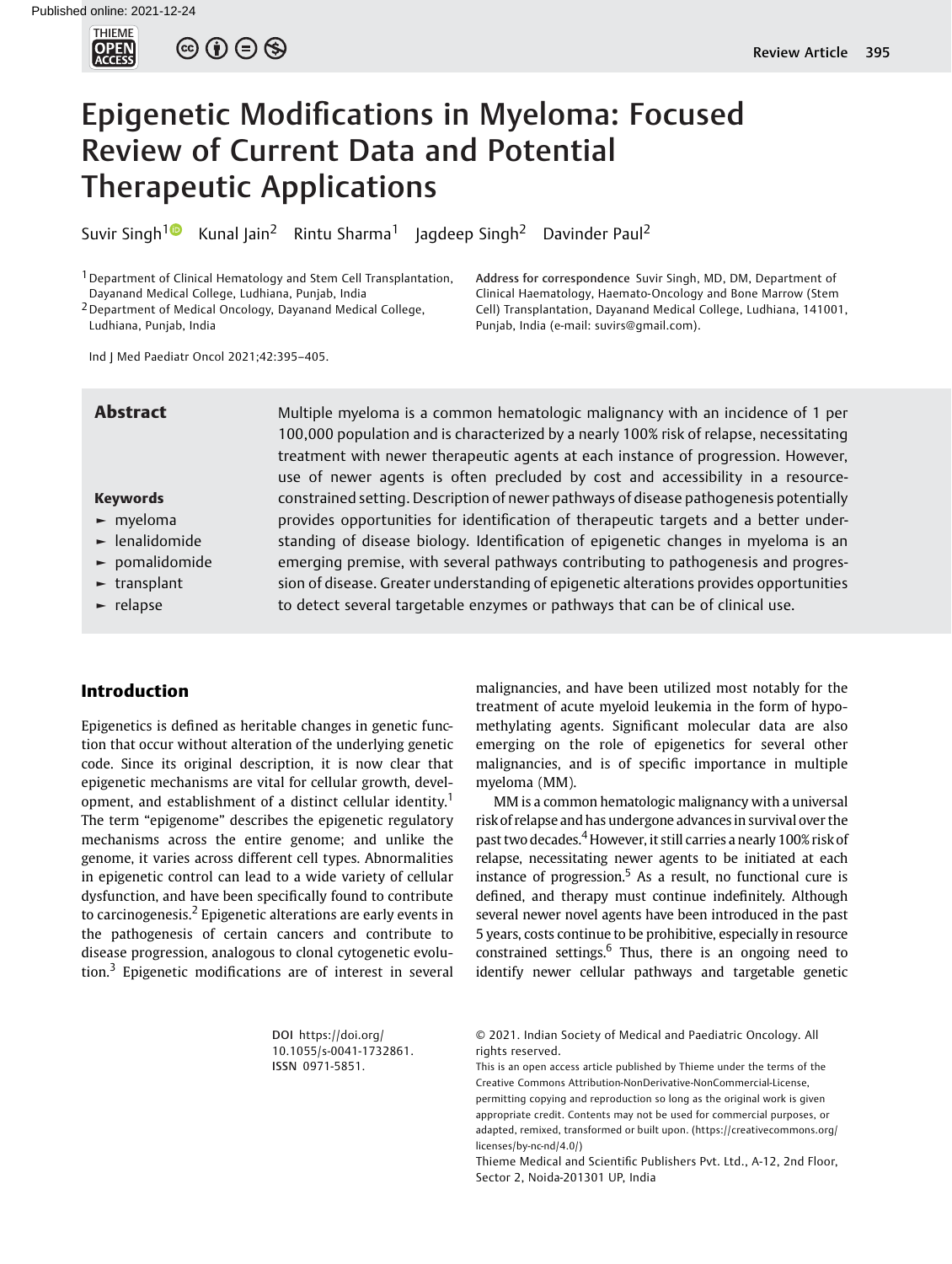# Epigenetic Modifications in Myeloma: Focused Review of Current Data and Potential Therapeutic Applications

Suvir Singh[1] Kunal Jain[2] Rintu Sharma[1] Jagdeep Singh[2] Davinder Paul[2]

[1] Department of Clinical Hematology and Stem Cell Transplantation, Dayanand Medical College, Ludhiana, Punjab, India

[2] Department of Medical Oncology, Dayanand Medical College, Ludhiana, Punjab, India

Address for correspondence Suvir Singh, MD, DM, Department of Clinical Haematology, Haemato-Oncology and Bone Marrow (Stem Cell) Transplantation, Dayanand Medical College, Ludhiana, 141001, Punjab, India (e-mail: suvirs@gmail.com).

Ind J Med Paediatr Oncol 2021;42:395–405.

## Abstract

Multiple myeloma is a common hematologic malignancy with an incidence of 1 per 100,000 population and is characterized by a nearly 100% risk of relapse, necessitating treatment with newer therapeutic agents at each instance of progression. However, use of newer agents is often precluded by cost and accessibility in a resource-constrained setting. Description of newer pathways of disease pathogenesis potentially provides opportunities for identification of therapeutic targets and a better understanding of disease biology. Identification of epigenetic changes in myeloma is an emerging premise, with several pathways contributing to pathogenesis and progression of disease. Greater understanding of epigenetic alterations provides opportunities to detect several targetable enzymes or pathways that can be of clinical use.

**Keywords**

- myeloma
- lenalidomide
- pomalidomide
- transplant
- relapse

## Introduction

Epigenetics is defined as heritable changes in genetic function that occur without alteration of the underlying genetic code. Since its original description, it is now clear that epigenetic mechanisms are vital for cellular growth, development, and establishment of a distinct cellular identity.[1] The term "epigenome" describes the epigenetic regulatory mechanisms across the entire genome; and unlike the genome, it varies across different cell types. Abnormalities in epigenetic control can lead to a wide variety of cellular dysfunction, and have been specifically found to contribute to carcinogenesis.[2] Epigenetic alterations are early events in the pathogenesis of certain cancers and contribute to disease progression, analogous to clonal cytogenetic evolution.[3] Epigenetic modifications are of interest in several malignancies, and have been utilized most notably for the treatment of acute myeloid leukemia in the form of hypomethylating agents. Significant molecular data are also emerging on the role of epigenetics for several other malignancies, and is of specific importance in multiple myeloma (MM).

MM is a common hematologic malignancy with a universal risk of relapse and has undergone advances in survival over the past two decades.[4] However, it still carries a nearly 100% risk of relapse, necessitating newer agents to be initiated at each instance of progression.[5] As a result, no functional cure is defined, and therapy must continue indefinitely. Although several newer novel agents have been introduced in the past 5 years, costs continue to be prohibitive, especially in resource constrained settings.[6] Thus, there is an ongoing need to identify newer cellular pathways and targetable genetic

DOI https://doi.org/10.1055/s-0041-1732861.
ISSN 0971-5851.

© 2021. Indian Society of Medical and Paediatric Oncology. All rights reserved.

This is an open access article published by Thieme under the terms of the Creative Commons Attribution-NonDerivative-NonCommercial-License, permitting copying and reproduction so long as the original work is given appropriate credit. Contents may not be used for commercial purposes, or adapted, remixed, transformed or built upon. (https://creativecommons.org/licenses/by-nc-nd/4.0/)

Thieme Medical and Scientific Publishers Pvt. Ltd., A-12, 2nd Floor, Sector 2, Noida-201301 UP, India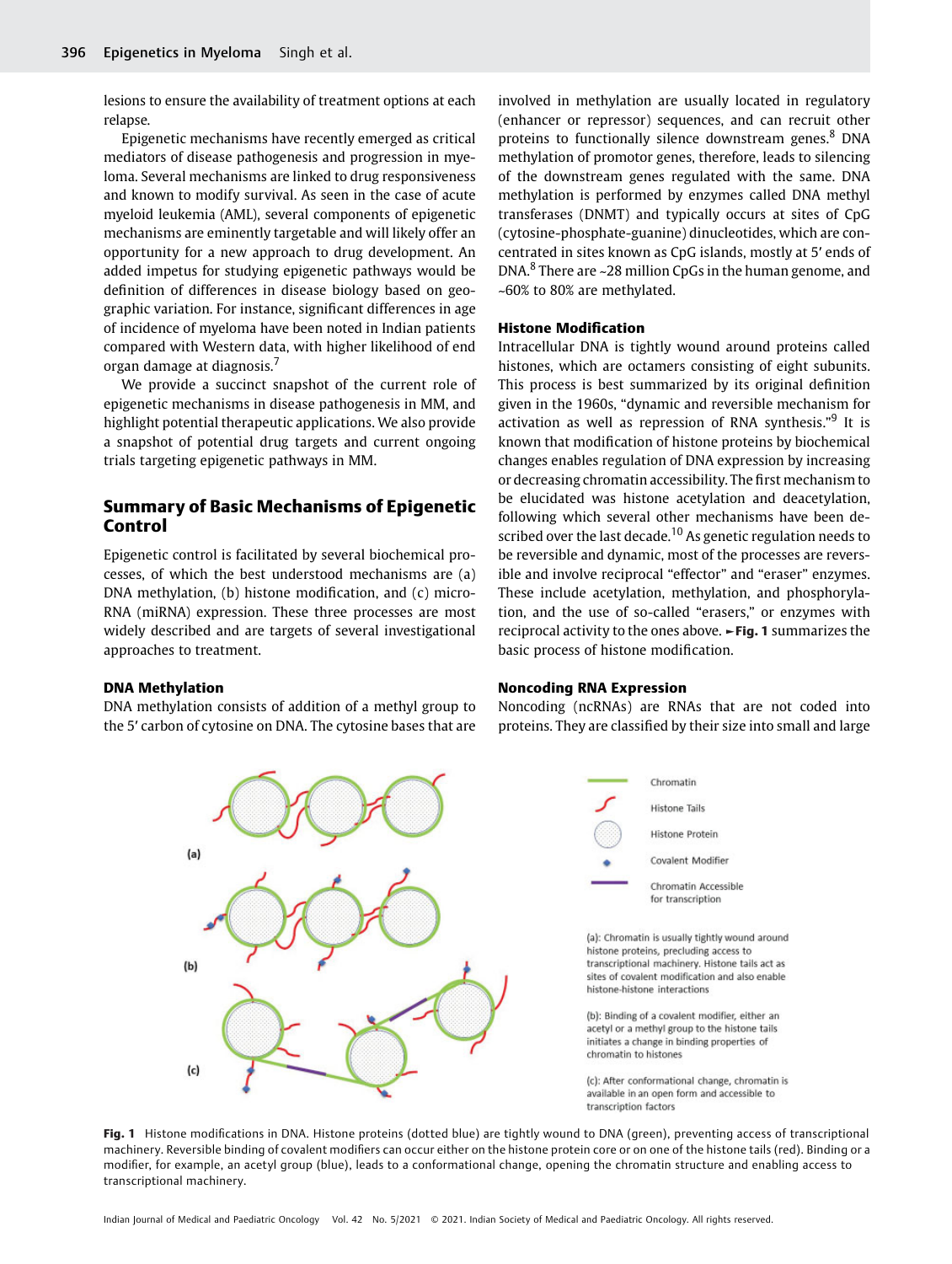lesions to ensure the availability of treatment options at each relapse.

Epigenetic mechanisms have recently emerged as critical mediators of disease pathogenesis and progression in myeloma. Several mechanisms are linked to drug responsiveness and known to modify survival. As seen in the case of acute myeloid leukemia (AML), several components of epigenetic mechanisms are eminently targetable and will likely offer an opportunity for a new approach to drug development. An added impetus for studying epigenetic pathways would be definition of differences in disease biology based on geographic variation. For instance, significant differences in age of incidence of myeloma have been noted in Indian patients compared with Western data, with higher likelihood of end organ damage at diagnosis.[7]

We provide a succinct snapshot of the current role of epigenetic mechanisms in disease pathogenesis in MM, and highlight potential therapeutic applications. We also provide a snapshot of potential drug targets and current ongoing trials targeting epigenetic pathways in MM.

## Summary of Basic Mechanisms of Epigenetic Control

Epigenetic control is facilitated by several biochemical processes, of which the best understood mechanisms are (a) DNA methylation, (b) histone modification, and (c) microRNA (miRNA) expression. These three processes are most widely described and are targets of several investigational approaches to treatment.

### DNA Methylation

DNA methylation consists of addition of a methyl group to the 5′ carbon of cytosine on DNA. The cytosine bases that are involved in methylation are usually located in regulatory (enhancer or repressor) sequences, and can recruit other proteins to functionally silence downstream genes.[8] DNA methylation of promotor genes, therefore, leads to silencing of the downstream genes regulated with the same. DNA methylation is performed by enzymes called DNA methyl transferases (DNMT) and typically occurs at sites of CpG (cytosine-phosphate-guanine) dinucleotides, which are concentrated in sites known as CpG islands, mostly at 5′ ends of DNA.[8] There are ~28 million CpGs in the human genome, and ~60% to 80% are methylated.

### Histone Modification

Intracellular DNA is tightly wound around proteins called histones, which are octamers consisting of eight subunits. This process is best summarized by its original definition given in the 1960s, "dynamic and reversible mechanism for activation as well as repression of RNA synthesis."[9] It is known that modification of histone proteins by biochemical changes enables regulation of DNA expression by increasing or decreasing chromatin accessibility. The first mechanism to be elucidated was histone acetylation and deacetylation, following which several other mechanisms have been described over the last decade.[10] As genetic regulation needs to be reversible and dynamic, most of the processes are reversible and involve reciprocal "effector" and "eraser" enzymes. These include acetylation, methylation, and phosphorylation, and the use of so-called "erasers," or enzymes with reciprocal activity to the ones above. ►**Fig. 1** summarizes the basic process of histone modification.

### Noncoding RNA Expression

Noncoding (ncRNAs) are RNAs that are not coded into proteins. They are classified by their size into small and large

Chromatin
Histone Tails
Histone Protein
Covalent Modifier
Chromatin Accessible for transcription

(a): Chromatin is usually tightly wound around histone proteins, precluding access to transcriptional machinery. Histone tails act as sites of covalent modification and also enable histone-histone interactions

(b): Binding of a covalent modifier, either an acetyl or a methyl group to the histone tails initiates a change in binding properties of chromatin to histones

(c): After conformational change, chromatin is available in an open form and accessible to transcription factors

**Fig. 1** Histone modifications in DNA. Histone proteins (dotted blue) are tightly wound to DNA (green), preventing access of transcriptional machinery. Reversible binding of covalent modifiers can occur either on the histone protein core or on one of the histone tails (red). Binding or a modifier, for example, an acetyl group (blue), leads to a conformational change, opening the chromatin structure and enabling access to transcriptional machinery.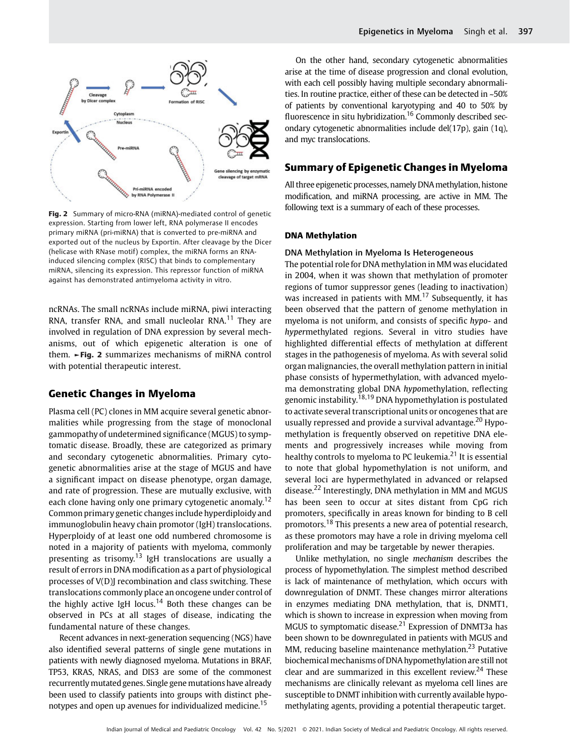Fig. 2 Summary of micro-RNA (miRNA)-mediated control of genetic expression. Starting from lower left, RNA polymerase II encodes primary miRNA (pri-miRNA) that is converted to pre-miRNA and exported out of the nucleus by Exportin. After cleavage by the Dicer (helicase with RNase motif) complex, the miRNA forms an RNA-induced silencing complex (RISC) that binds to complementary miRNA, silencing its expression. This repressor function of miRNA against has demonstrated antimyeloma activity in vitro.

ncRNAs. The small ncRNAs include miRNA, piwi interacting RNA, transfer RNA, and small nucleolar RNA.[11] They are involved in regulation of DNA expression by several mechanisms, out of which epigenetic alteration is one of them. ►Fig. 2 summarizes mechanisms of miRNA control with potential therapeutic interest.

## Genetic Changes in Myeloma

Plasma cell (PC) clones in MM acquire several genetic abnormalities while progressing from the stage of monoclonal gammopathy of undetermined significance (MGUS) to symptomatic disease. Broadly, these are categorized as primary and secondary cytogenetic abnormalities. Primary cytogenetic abnormalities arise at the stage of MGUS and have a significant impact on disease phenotype, organ damage, and rate of progression. These are mutually exclusive, with each clone having only one primary cytogenetic anomaly.[12] Common primary genetic changes include hyperdiploidy and immunoglobulin heavy chain promotor (IgH) translocations. Hyperploidy of at least one odd numbered chromosome is noted in a majority of patients with myeloma, commonly presenting as trisomy.[13] IgH translocations are usually a result of errors in DNA modification as a part of physiological processes of V(D)J recombination and class switching. These translocations commonly place an oncogene under control of the highly active IgH locus.[14] Both these changes can be observed in PCs at all stages of disease, indicating the fundamental nature of these changes.

Recent advances in next-generation sequencing (NGS) have also identified several patterns of single gene mutations in patients with newly diagnosed myeloma. Mutations in BRAF, TP53, KRAS, NRAS, and DIS3 are some of the commonest recurrently mutated genes. Single gene mutations have already been used to classify patients into groups with distinct phenotypes and open up avenues for individualized medicine.[15]

On the other hand, secondary cytogenetic abnormalities arise at the time of disease progression and clonal evolution, with each cell possibly having multiple secondary abnormalities. In routine practice, either of these can be detected in ~50% of patients by conventional karyotyping and 40 to 50% by fluorescence in situ hybridization.[16] Commonly described secondary cytogenetic abnormalities include del(17p), gain (1q), and myc translocations.

## Summary of Epigenetic Changes in Myeloma

All three epigenetic processes, namely DNA methylation, histone modification, and miRNA processing, are active in MM. The following text is a summary of each of these processes.

### DNA Methylation

#### DNA Methylation in Myeloma Is Heterogeneous

The potential role for DNA methylation in MM was elucidated in 2004, when it was shown that methylation of promoter regions of tumor suppressor genes (leading to inactivation) was increased in patients with MM.[17] Subsequently, it has been observed that the pattern of genome methylation in myeloma is not uniform, and consists of specific *hypo*- and *hyper*methylated regions. Several in vitro studies have highlighted differential effects of methylation at different stages in the pathogenesis of myeloma. As with several solid organ malignancies, the overall methylation pattern in initial phase consists of hypermethylation, with advanced myeloma demonstrating global DNA *hypo*methylation, reflecting genomic instability.[18,19] DNA hypomethylation is postulated to activate several transcriptional units or oncogenes that are usually repressed and provide a survival advantage.[20] Hypomethylation is frequently observed on repetitive DNA elements and progressively increases while moving from healthy controls to myeloma to PC leukemia.[21] It is essential to note that global hypomethylation is not uniform, and several loci are hypermethylated in advanced or relapsed disease.[22] Interestingly, DNA methylation in MM and MGUS has been seen to occur at sites distant from CpG rich promoters, specifically in areas known for binding to B cell promotors.[18] This presents a new area of potential research, as these promotors may have a role in driving myeloma cell proliferation and may be targetable by newer therapies.

Unlike methylation, no single *mechanism* describes the process of hypomethylation. The simplest method described is lack of maintenance of methylation, which occurs with downregulation of DNMT. These changes mirror alterations in enzymes mediating DNA methylation, that is, DNMT1, which is shown to increase in expression when moving from MGUS to symptomatic disease.[21] Expression of DNMT3a has been shown to be downregulated in patients with MGUS and MM, reducing baseline maintenance methylation.[23] Putative biochemical mechanisms of DNA hypomethylation are still not clear and are summarized in this excellent review.[24] These mechanisms are clinically relevant as myeloma cell lines are susceptible to DNMT inhibition with currently available hypomethylating agents, providing a potential therapeutic target.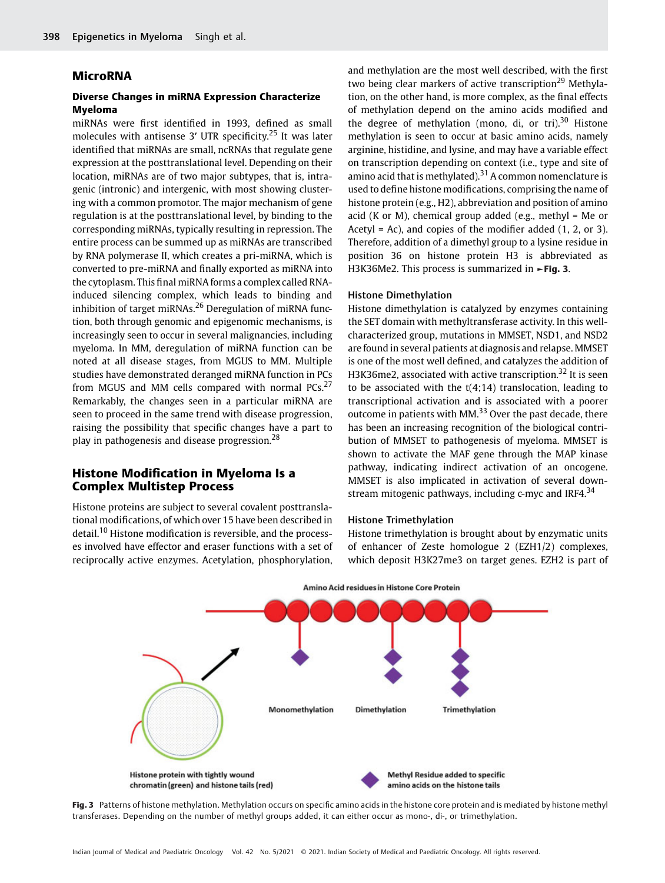## MicroRNA

### Diverse Changes in miRNA Expression Characterize Myeloma

miRNAs were first identified in 1993, defined as small molecules with antisense 3′ UTR specificity.[25] It was later identified that miRNAs are small, ncRNAs that regulate gene expression at the posttranslational level. Depending on their location, miRNAs are of two major subtypes, that is, intragenic (intronic) and intergenic, with most showing clustering with a common promotor. The major mechanism of gene regulation is at the posttranslational level, by binding to the corresponding miRNAs, typically resulting in repression. The entire process can be summed up as miRNAs are transcribed by RNA polymerase II, which creates a pri-miRNA, which is converted to pre-miRNA and finally exported as miRNA into the cytoplasm. This final miRNA forms a complex called RNA-induced silencing complex, which leads to binding and inhibition of target miRNAs.[26] Deregulation of miRNA function, both through genomic and epigenomic mechanisms, is increasingly seen to occur in several malignancies, including myeloma. In MM, deregulation of miRNA function can be noted at all disease stages, from MGUS to MM. Multiple studies have demonstrated deranged miRNA function in PCs from MGUS and MM cells compared with normal PCs.[27] Remarkably, the changes seen in a particular miRNA are seen to proceed in the same trend with disease progression, raising the possibility that specific changes have a part to play in pathogenesis and disease progression.[28]

## Histone Modification in Myeloma Is a Complex Multistep Process

Histone proteins are subject to several covalent posttranslational modifications, of which over 15 have been described in detail.[10] Histone modification is reversible, and the processes involved have effector and eraser functions with a set of reciprocally active enzymes. Acetylation, phosphorylation, and methylation are the most well described, with the first two being clear markers of active transcription[29] Methylation, on the other hand, is more complex, as the final effects of methylation depend on the amino acids modified and the degree of methylation (mono, di, or tri).[30] Histone methylation is seen to occur at basic amino acids, namely arginine, histidine, and lysine, and may have a variable effect on transcription depending on context (i.e., type and site of amino acid that is methylated).[31] A common nomenclature is used to define histone modifications, comprising the name of histone protein (e.g., H2), abbreviation and position of amino acid (K or M), chemical group added (e.g., methyl = Me or Acetyl = Ac), and copies of the modifier added (1, 2, or 3). Therefore, addition of a dimethyl group to a lysine residue in position 36 on histone protein H3 is abbreviated as H3K36Me2. This process is summarized in ►Fig. 3.

### Histone Dimethylation

Histone dimethylation is catalyzed by enzymes containing the SET domain with methyltransferase activity. In this well-characterized group, mutations in MMSET, NSD1, and NSD2 are found in several patients at diagnosis and relapse. MMSET is one of the most well defined, and catalyzes the addition of H3K36me2, associated with active transcription.[32] It is seen to be associated with the t(4;14) translocation, leading to transcriptional activation and is associated with a poorer outcome in patients with MM.[33] Over the past decade, there has been an increasing recognition of the biological contribution of MMSET to pathogenesis of myeloma. MMSET is shown to activate the MAF gene through the MAP kinase pathway, indicating indirect activation of an oncogene. MMSET is also implicated in activation of several downstream mitogenic pathways, including c-myc and IRF4.[34]

### Histone Trimethylation

Histone trimethylation is brought about by enzymatic units of enhancer of Zeste homologue 2 (EZH1/2) complexes, which deposit H3K27me3 on target genes. EZH2 is part of

Fig. 3 Patterns of histone methylation. Methylation occurs on specific amino acids in the histone core protein and is mediated by histone methyl transferases. Depending on the number of methyl groups added, it can either occur as mono-, di-, or trimethylation.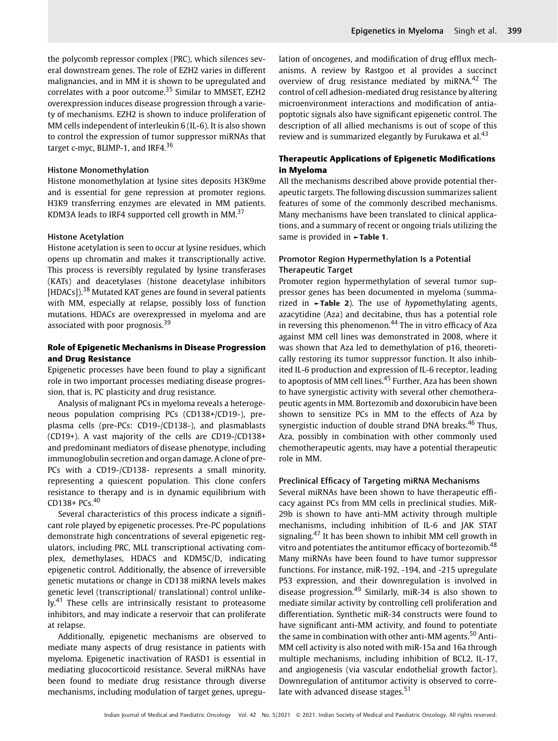the polycomb repressor complex (PRC), which silences several downstream genes. The role of EZH2 varies in different malignancies, and in MM it is shown to be upregulated and correlates with a poor outcome.[35] Similar to MMSET, EZH2 overexpression induces disease progression through a variety of mechanisms. EZH2 is shown to induce proliferation of MM cells independent of interleukin 6 (IL-6). It is also shown to control the expression of tumor suppressor miRNAs that target c-myc, BLIMP-1, and IRF4.[36]

#### Histone Monomethylation

Histone monomethylation at lysine sites deposits H3K9me and is essential for gene repression at promoter regions. H3K9 transferring enzymes are elevated in MM patients. KDM3A leads to IRF4 supported cell growth in MM.[37]

#### Histone Acetylation

Histone acetylation is seen to occur at lysine residues, which opens up chromatin and makes it transcriptionally active. This process is reversibly regulated by lysine transferases (KATs) and deacetylases (histone deacetylase inhibitors [HDACs]).[38] Mutated KAT genes are found in several patients with MM, especially at relapse, possibly loss of function mutations. HDACs are overexpressed in myeloma and are associated with poor prognosis.[39]

### Role of Epigenetic Mechanisms in Disease Progression and Drug Resistance

Epigenetic processes have been found to play a significant role in two important processes mediating disease progression, that is, PC plasticity and drug resistance.

Analysis of malignant PCs in myeloma reveals a heterogeneous population comprising PCs (CD138+/CD19-), preplasma cells (pre-PCs: CD19-/CD138-), and plasmablasts (CD19+). A vast majority of the cells are CD19-/CD138+ and predominant mediators of disease phenotype, including immunoglobulin secretion and organ damage. A clone of pre-PCs with a CD19-/CD138- represents a small minority, representing a quiescent population. This clone confers resistance to therapy and is in dynamic equilibrium with CD138+ PCs.[40]

Several characteristics of this process indicate a significant role played by epigenetic processes. Pre-PC populations demonstrate high concentrations of several epigenetic regulators, including PRC, MLL transcriptional activating complex, demethylases, HDACS and KDM5C/D, indicating epigenetic control. Additionally, the absence of irreversible genetic mutations or change in CD138 miRNA levels makes genetic level (transcriptional/ translational) control unlikely.[41] These cells are intrinsically resistant to proteasome inhibitors, and may indicate a reservoir that can proliferate at relapse.

Additionally, epigenetic mechanisms are observed to mediate many aspects of drug resistance in patients with myeloma. Epigenetic inactivation of RASD1 is essential in mediating glucocorticoid resistance. Several miRNAs have been found to mediate drug resistance through diverse mechanisms, including modulation of target genes, upregulation of oncogenes, and modification of drug efflux mechanisms. A review by Rastgoo et al provides a succinct overview of drug resistance mediated by miRNA.[42] The control of cell adhesion-mediated drug resistance by altering microenvironment interactions and modification of antiapoptotic signals also have significant epigenetic control. The description of all allied mechanisms is out of scope of this review and is summarized elegantly by Furukawa et al.[43]

### Therapeutic Applications of Epigenetic Modifications in Myeloma

All the mechanisms described above provide potential therapeutic targets. The following discussion summarizes salient features of some of the commonly described mechanisms. Many mechanisms have been translated to clinical applications, and a summary of recent or ongoing trials utilizing the same is provided in ►Table 1.

#### Promotor Region Hypermethylation Is a Potential Therapeutic Target

Promoter region hypermethylation of several tumor suppressor genes has been documented in myeloma (summarized in ►Table 2). The use of *hypo*methylating agents, azacytidine (Aza) and decitabine, thus has a potential role in reversing this phenomenon.[44] The in vitro efficacy of Aza against MM cell lines was demonstrated in 2008, where it was shown that Aza led to demethylation of p16, theoretically restoring its tumor suppressor function. It also inhibited IL-6 production and expression of IL-6 receptor, leading to apoptosis of MM cell lines.[45] Further, Aza has been shown to have synergistic activity with several other chemotherapeutic agents in MM. Bortezomib and doxorubicin have been shown to sensitize PCs in MM to the effects of Aza by synergistic induction of double strand DNA breaks.[46] Thus, Aza, possibly in combination with other commonly used chemotherapeutic agents, may have a potential therapeutic role in MM.

#### Preclinical Efficacy of Targeting miRNA Mechanisms

Several miRNAs have been shown to have therapeutic efficacy against PCs from MM cells in preclinical studies. MiR-29b is shown to have anti-MM activity through multiple mechanisms, including inhibition of IL-6 and JAK STAT signaling.[47] It has been shown to inhibit MM cell growth in vitro and potentiates the antitumor efficacy of bortezomib.[48] Many miRNAs have been found to have tumor suppressor functions. For instance, miR-192, -194, and -215 upregulate P53 expression, and their downregulation is involved in disease progression.[49] Similarly, miR-34 is also shown to mediate similar activity by controlling cell proliferation and differentiation. Synthetic miR-34 constructs were found to have significant anti-MM activity, and found to potentiate the same in combination with other anti-MM agents.[50] Anti-MM cell activity is also noted with miR-15a and 16a through multiple mechanisms, including inhibition of BCL2, IL-17, and angiogenesis (via vascular endothelial growth factor). Downregulation of antitumor activity is observed to correlate with advanced disease stages.[51]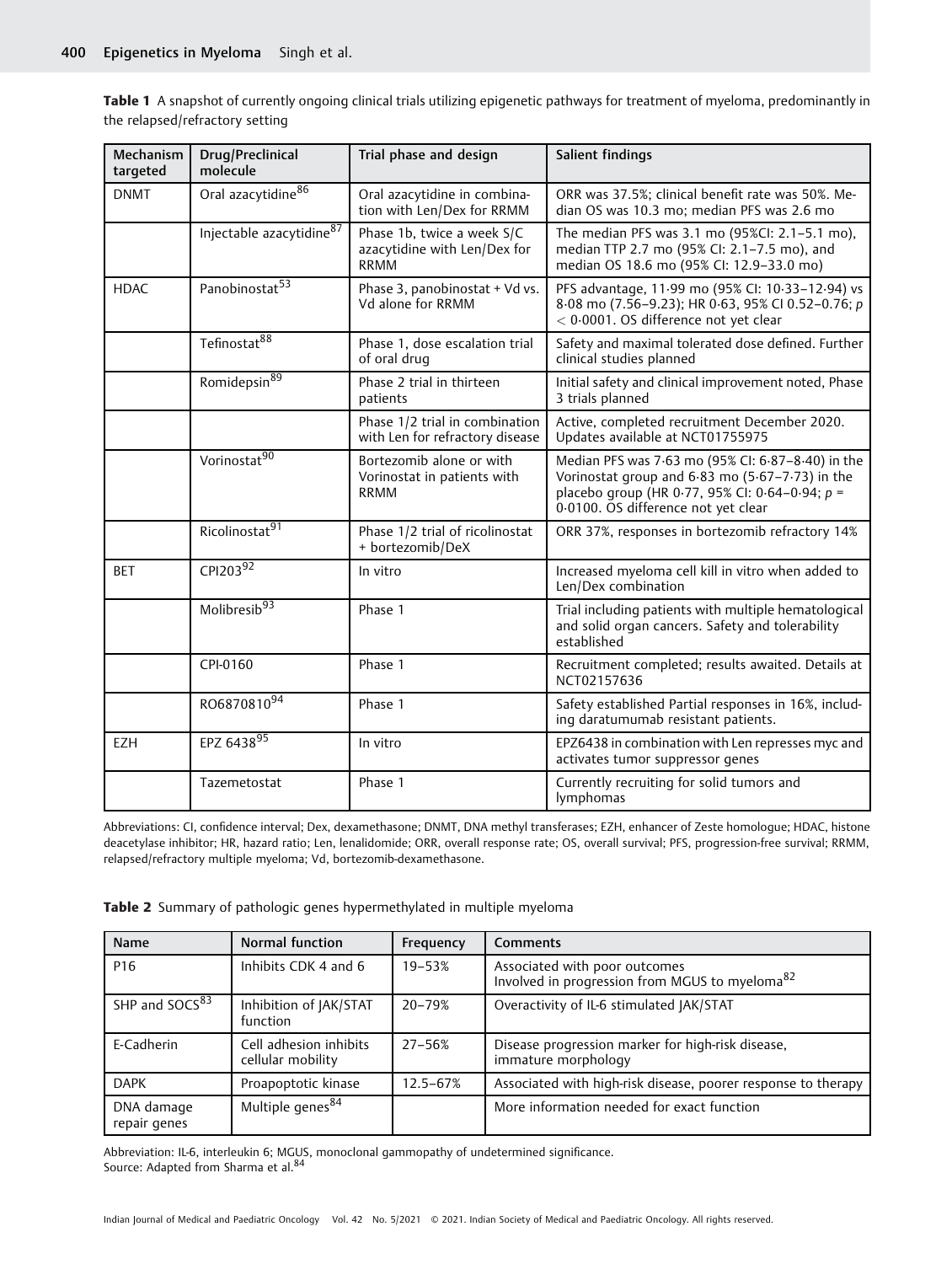**Table 1** A snapshot of currently ongoing clinical trials utilizing epigenetic pathways for treatment of myeloma, predominantly in the relapsed/refractory setting

| Mechanism targeted | Drug/Preclinical molecule | Trial phase and design | Salient findings |
|---|---|---|---|
| DNMT | Oral azacytidine[86] | Oral azacytidine in combination with Len/Dex for RRMM | ORR was 37.5%; clinical benefit rate was 50%. Median OS was 10.3 mo; median PFS was 2.6 mo |
| | Injectable azacytidine[87] | Phase 1b, twice a week S/C azacytidine with Len/Dex for RRMM | The median PFS was 3.1 mo (95%CI: 2.1–5.1 mo), median TTP 2.7 mo (95% CI: 2.1–7.5 mo), and median OS 18.6 mo (95% CI: 12.9–33.0 mo) |
| HDAC | Panobinostat[53] | Phase 3, panobinostat + Vd vs. Vd alone for RRMM | PFS advantage, 11·99 mo (95% CI: 10·33–12·94) vs 8·08 mo (7·56–9·23); HR 0·63, 95% CI 0.52–0.76; $p < 0·0001$. OS difference not yet clear |
| | Tefinostat[88] | Phase 1, dose escalation trial of oral drug | Safety and maximal tolerated dose defined. Further clinical studies planned |
| | Romidepsin[89] | Phase 2 trial in thirteen patients | Initial safety and clinical improvement noted, Phase 3 trials planned |
| | | Phase 1/2 trial in combination with Len for refractory disease | Active, completed recruitment December 2020. Updates available at NCT01755975 |
| | Vorinostat[90] | Bortezomib alone or with Vorinostat in patients with RRMM | Median PFS was 7·63 mo (95% CI: 6·87–8·40) in the Vorinostat group and 6·83 mo (5·67–7·73) in the placebo group (HR 0·77, 95% CI: 0·64–0·94; $p =$ 0·0100. OS difference not yet clear |
| | Ricolinostat[91] | Phase 1/2 trial of ricolinostat + bortezomib/DeX | ORR 37%, responses in bortezomib refractory 14% |
| BET | CPI203[92] | In vitro | Increased myeloma cell kill in vitro when added to Len/Dex combination |
| | Molibresib[93] | Phase 1 | Trial including patients with multiple hematological and solid organ cancers. Safety and tolerability established |
| | CPI-0160 | Phase 1 | Recruitment completed; results awaited. Details at NCT02157636 |
| | RO6870810[94] | Phase 1 | Safety established Partial responses in 16%, including daratumumab resistant patients. |
| EZH | EPZ 6438[95] | In vitro | EPZ6438 in combination with Len represses myc and activates tumor suppressor genes |
| | Tazemetostat | Phase 1 | Currently recruiting for solid tumors and lymphomas |

Abbreviations: CI, confidence interval; Dex, dexamethasone; DNMT, DNA methyl transferases; EZH, enhancer of Zeste homologue; HDAC, histone deacetylase inhibitor; HR, hazard ratio; Len, lenalidomide; ORR, overall response rate; OS, overall survival; PFS, progression-free survival; RRMM, relapsed/refractory multiple myeloma; Vd, bortezomib-dexamethasone.

**Table 2** Summary of pathologic genes hypermethylated in multiple myeloma

| Name | Normal function | Frequency | Comments |
|---|---|---|---|
| P16 | Inhibits CDK 4 and 6 | 19–53% | Associated with poor outcomes<br>Involved in progression from MGUS to myeloma[82] |
| SHP and SOCS[83] | Inhibition of JAK/STAT function | 20–79% | Overactivity of IL-6 stimulated JAK/STAT |
| E-Cadherin | Cell adhesion inhibits cellular mobility | 27–56% | Disease progression marker for high-risk disease, immature morphology |
| DAPK | Proapoptotic kinase | 12.5–67% | Associated with high-risk disease, poorer response to therapy |
| DNA damage repair genes | Multiple genes[84] | | More information needed for exact function |

Abbreviation: IL-6, interleukin 6; MGUS, monoclonal gammopathy of undetermined significance.
Source: Adapted from Sharma et al.[84]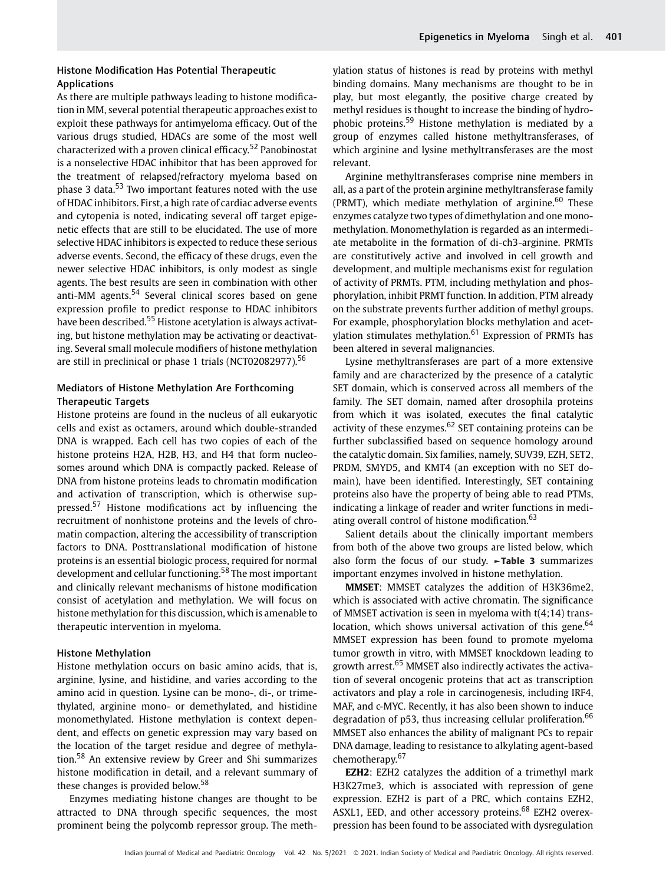### Histone Modification Has Potential Therapeutic Applications

As there are multiple pathways leading to histone modification in MM, several potential therapeutic approaches exist to exploit these pathways for antimyeloma efficacy. Out of the various drugs studied, HDACs are some of the most well characterized with a proven clinical efficacy.[52] Panobinostat is a nonselective HDAC inhibitor that has been approved for the treatment of relapsed/refractory myeloma based on phase 3 data.[53] Two important features noted with the use of HDAC inhibitors. First, a high rate of cardiac adverse events and cytopenia is noted, indicating several off target epigenetic effects that are still to be elucidated. The use of more selective HDAC inhibitors is expected to reduce these serious adverse events. Second, the efficacy of these drugs, even the newer selective HDAC inhibitors, is only modest as single agents. The best results are seen in combination with other anti-MM agents.[54] Several clinical scores based on gene expression profile to predict response to HDAC inhibitors have been described.[55] Histone acetylation is always activating, but histone methylation may be activating or deactivating. Several small molecule modifiers of histone methylation are still in preclinical or phase 1 trials (NCT02082977).[56]

### Mediators of Histone Methylation Are Forthcoming Therapeutic Targets

Histone proteins are found in the nucleus of all eukaryotic cells and exist as octamers, around which double-stranded DNA is wrapped. Each cell has two copies of each of the histone proteins H2A, H2B, H3, and H4 that form nucleosomes around which DNA is compactly packed. Release of DNA from histone proteins leads to chromatin modification and activation of transcription, which is otherwise suppressed.[57] Histone modifications act by influencing the recruitment of nonhistone proteins and the levels of chromatin compaction, altering the accessibility of transcription factors to DNA. Posttranslational modification of histone proteins is an essential biologic process, required for normal development and cellular functioning.[58] The most important and clinically relevant mechanisms of histone modification consist of acetylation and methylation. We will focus on histone methylation for this discussion, which is amenable to therapeutic intervention in myeloma.

### Histone Methylation

Histone methylation occurs on basic amino acids, that is, arginine, lysine, and histidine, and varies according to the amino acid in question. Lysine can be mono-, di-, or trimethylated, arginine mono- or demethylated, and histidine monomethylated. Histone methylation is context dependent, and effects on genetic expression may vary based on the location of the target residue and degree of methylation.[58] An extensive review by Greer and Shi summarizes histone modification in detail, and a relevant summary of these changes is provided below.[58]

Enzymes mediating histone changes are thought to be attracted to DNA through specific sequences, the most prominent being the polycomb repressor group. The methylation status of histones is read by proteins with methyl binding domains. Many mechanisms are thought to be in play, but most elegantly, the positive charge created by methyl residues is thought to increase the binding of hydrophobic proteins.[59] Histone methylation is mediated by a group of enzymes called histone methyltransferases, of which arginine and lysine methyltransferases are the most relevant.

Arginine methyltransferases comprise nine members in all, as a part of the protein arginine methyltransferase family (PRMT), which mediate methylation of arginine.[60] These enzymes catalyze two types of dimethylation and one monomethylation. Monomethylation is regarded as an intermediate metabolite in the formation of di-ch3-arginine. PRMTs are constitutively active and involved in cell growth and development, and multiple mechanisms exist for regulation of activity of PRMTs. PTM, including methylation and phosphorylation, inhibit PRMT function. In addition, PTM already on the substrate prevents further addition of methyl groups. For example, phosphorylation blocks methylation and acetylation stimulates methylation.[61] Expression of PRMTs has been altered in several malignancies.

Lysine methyltransferases are part of a more extensive family and are characterized by the presence of a catalytic SET domain, which is conserved across all members of the family. The SET domain, named after drosophila proteins from which it was isolated, executes the final catalytic activity of these enzymes.[62] SET containing proteins can be further subclassified based on sequence homology around the catalytic domain. Six families, namely, SUV39, EZH, SET2, PRDM, SMYD5, and KMT4 (an exception with no SET domain), have been identified. Interestingly, SET containing proteins also have the property of being able to read PTMs, indicating a linkage of reader and writer functions in mediating overall control of histone modification.[63]

Salient details about the clinically important members from both of the above two groups are listed below, which also form the focus of our study. ►**Table 3** summarizes important enzymes involved in histone methylation.

**MMSET**: MMSET catalyzes the addition of H3K36me2, which is associated with active chromatin. The significance of MMSET activation is seen in myeloma with t(4;14) translocation, which shows universal activation of this gene.[64] MMSET expression has been found to promote myeloma tumor growth in vitro, with MMSET knockdown leading to growth arrest.[65] MMSET also indirectly activates the activation of several oncogenic proteins that act as transcription activators and play a role in carcinogenesis, including IRF4, MAF, and c-MYC. Recently, it has also been shown to induce degradation of p53, thus increasing cellular proliferation.[66] MMSET also enhances the ability of malignant PCs to repair DNA damage, leading to resistance to alkylating agent-based chemotherapy.[67]

**EZH2**: EZH2 catalyzes the addition of a trimethyl mark H3K27me3, which is associated with repression of gene expression. EZH2 is part of a PRC, which contains EZH2, ASXL1, EED, and other accessory proteins.[68] EZH2 overexpression has been found to be associated with dysregulation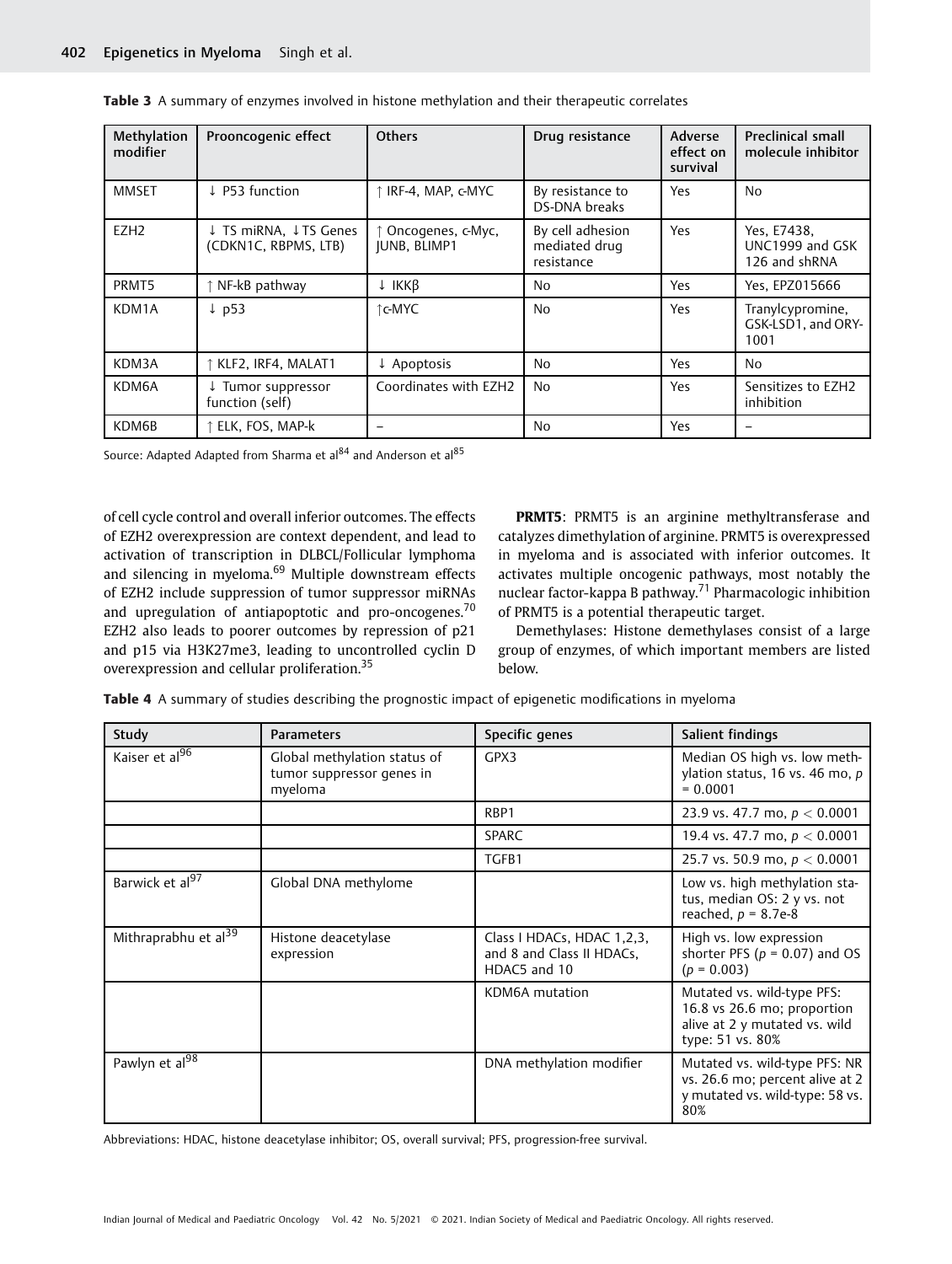**Table 3** A summary of enzymes involved in histone methylation and their therapeutic correlates

| Methylation modifier | Prooncogenic effect | Others | Drug resistance | Adverse effect on survival | Preclinical small molecule inhibitor |
|---|---|---|---|---|---|
| MMSET | ↓ P53 function | ↑ IRF-4, MAP, c-MYC | By resistance to DS-DNA breaks | Yes | No |
| EZH2 | ↓ TS miRNA, ↓TS Genes (CDKN1C, RBPMS, LTB) | ↑ Oncogenes, c-Myc, JUNB, BLIMP1 | By cell adhesion mediated drug resistance | Yes | Yes, E7438, UNC1999 and GSK 126 and shRNA |
| PRMT5 | ↑ NF-kB pathway | ↓ IKKβ | No | Yes | Yes, EPZ015666 |
| KDM1A | ↓ p53 | ↑c-MYC | No | Yes | Tranylcypromine, GSK-LSD1, and ORY-1001 |
| KDM3A | ↑ KLF2, IRF4, MALAT1 | ↓ Apoptosis | No | Yes | No |
| KDM6A | ↓ Tumor suppressor function (self) | Coordinates with EZH2 | No | Yes | Sensitizes to EZH2 inhibition |
| KDM6B | ↑ ELK, FOS, MAP-k | – | No | Yes | – |

Source: Adapted Adapted from Sharma et al[84] and Anderson et al[85]

of cell cycle control and overall inferior outcomes. The effects of EZH2 overexpression are context dependent, and lead to activation of transcription in DLBCL/Follicular lymphoma and silencing in myeloma.[69] Multiple downstream effects of EZH2 include suppression of tumor suppressor miRNAs and upregulation of antiapoptotic and pro-oncogenes.[70] EZH2 also leads to poorer outcomes by repression of p21 and p15 via H3K27me3, leading to uncontrolled cyclin D overexpression and cellular proliferation.[35]

**PRMT5**: PRMT5 is an arginine methyltransferase and catalyzes dimethylation of arginine. PRMT5 is overexpressed in myeloma and is associated with inferior outcomes. It activates multiple oncogenic pathways, most notably the nuclear factor-kappa B pathway.[71] Pharmacologic inhibition of PRMT5 is a potential therapeutic target.

Demethylases: Histone demethylases consist of a large group of enzymes, of which important members are listed below.

**Table 4** A summary of studies describing the prognostic impact of epigenetic modifications in myeloma

| Study | Parameters | Specific genes | Salient findings |
|---|---|---|---|
| Kaiser et al[96] | Global methylation status of tumor suppressor genes in myeloma | GPX3 | Median OS high vs. low methylation status, 16 vs. 46 mo, $p = 0.0001$ |
| | | RBP1 | 23.9 vs. 47.7 mo, $p < 0.0001$ |
| | | SPARC | 19.4 vs. 47.7 mo, $p < 0.0001$ |
| | | TGFB1 | 25.7 vs. 50.9 mo, $p < 0.0001$ |
| Barwick et al[97] | Global DNA methylome | | Low vs. high methylation status, median OS: 2 y vs. not reached, $p = 8.7e\text{-}8$ |
| Mithraprabhu et al[39] | Histone deacetylase expression | Class I HDACs, HDAC 1,2,3, and 8 and Class II HDACs, HDAC5 and 10 | High vs. low expression shorter PFS ($p = 0.07$) and OS ($p = 0.003$) |
| | | KDM6A mutation | Mutated vs. wild-type PFS: 16.8 vs 26.6 mo; proportion alive at 2 y mutated vs. wild type: 51 vs. 80% |
| Pawlyn et al[98] | | DNA methylation modifier | Mutated vs. wild-type PFS: NR vs. 26.6 mo; percent alive at 2 y mutated vs. wild-type: 58 vs. 80% |

Abbreviations: HDAC, histone deacetylase inhibitor; OS, overall survival; PFS, progression-free survival.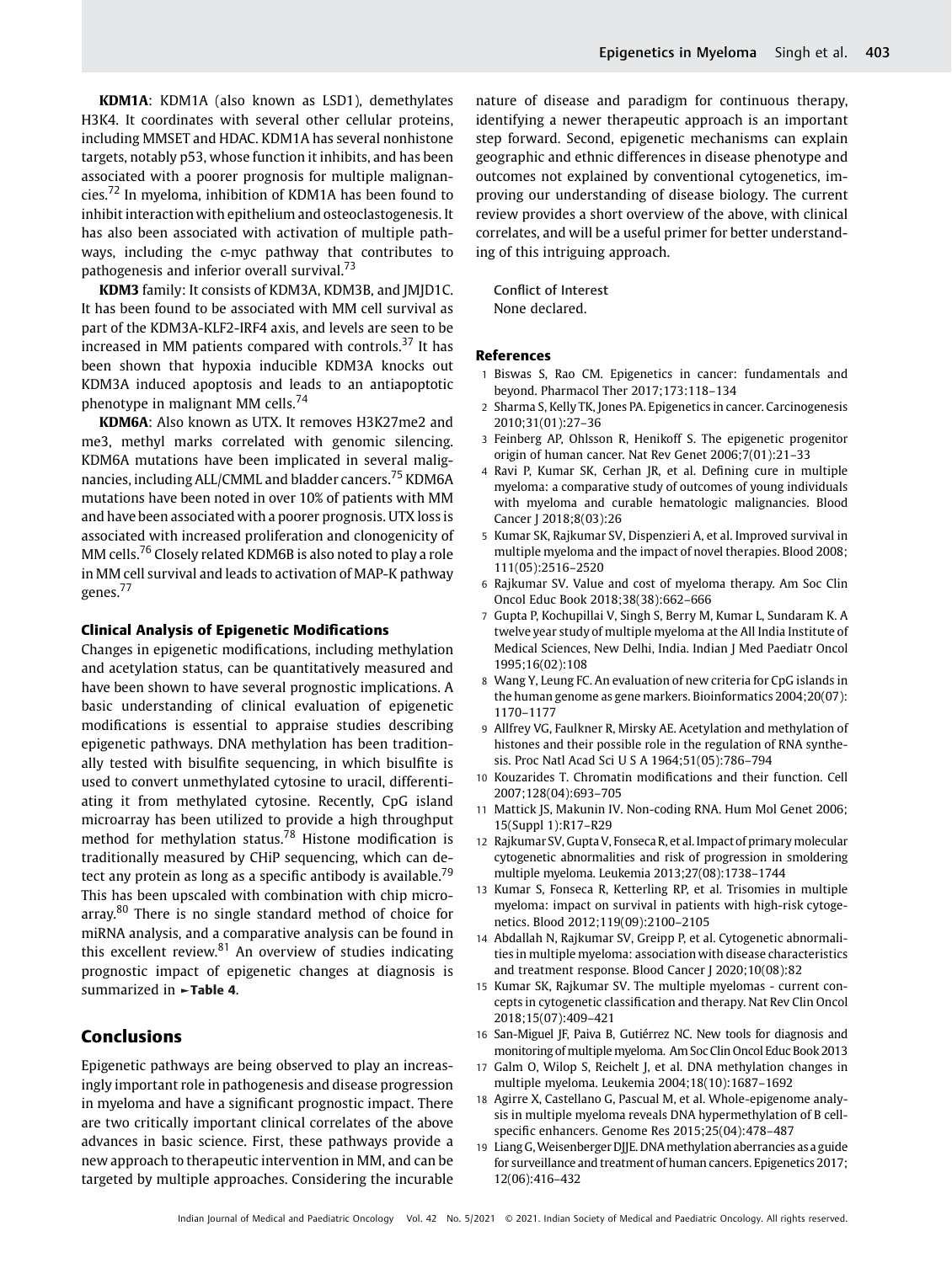**KDM1A**: KDM1A (also known as LSD1), demethylates H3K4. It coordinates with several other cellular proteins, including MMSET and HDAC. KDM1A has several nonhistone targets, notably p53, whose function it inhibits, and has been associated with a poorer prognosis for multiple malignancies.[72] In myeloma, inhibition of KDM1A has been found to inhibit interaction with epithelium and osteoclastogenesis. It has also been associated with activation of multiple pathways, including the c-myc pathway that contributes to pathogenesis and inferior overall survival.[73]

**KDM3** family: It consists of KDM3A, KDM3B, and JMJD1C. It has been found to be associated with MM cell survival as part of the KDM3A-KLF2-IRF4 axis, and levels are seen to be increased in MM patients compared with controls.[37] It has been shown that hypoxia inducible KDM3A knocks out KDM3A induced apoptosis and leads to an antiapoptotic phenotype in malignant MM cells.[74]

**KDM6A**: Also known as UTX. It removes H3K27me2 and me3, methyl marks correlated with genomic silencing. KDM6A mutations have been implicated in several malignancies, including ALL/CMML and bladder cancers.[75] KDM6A mutations have been noted in over 10% of patients with MM and have been associated with a poorer prognosis. UTX loss is associated with increased proliferation and clonogenicity of MM cells.[76] Closely related KDM6B is also noted to play a role in MM cell survival and leads to activation of MAP-K pathway genes.[77]

### Clinical Analysis of Epigenetic Modifications

Changes in epigenetic modifications, including methylation and acetylation status, can be quantitatively measured and have been shown to have several prognostic implications. A basic understanding of clinical evaluation of epigenetic modifications is essential to appraise studies describing epigenetic pathways. DNA methylation has been traditionally tested with bisulfite sequencing, in which bisulfite is used to convert unmethylated cytosine to uracil, differentiating it from methylated cytosine. Recently, CpG island microarray has been utilized to provide a high throughput method for methylation status.[78] Histone modification is traditionally measured by CHiP sequencing, which can detect any protein as long as a specific antibody is available.[79] This has been upscaled with combination with chip microarray.[80] There is no single standard method of choice for miRNA analysis, and a comparative analysis can be found in this excellent review.[81] An overview of studies indicating prognostic impact of epigenetic changes at diagnosis is summarized in ►**Table 4**.

## Conclusions

Epigenetic pathways are being observed to play an increasingly important role in pathogenesis and disease progression in myeloma and have a significant prognostic impact. There are two critically important clinical correlates of the above advances in basic science. First, these pathways provide a new approach to therapeutic intervention in MM, and can be targeted by multiple approaches. Considering the incurable nature of disease and paradigm for continuous therapy, identifying a newer therapeutic approach is an important step forward. Second, epigenetic mechanisms can explain geographic and ethnic differences in disease phenotype and outcomes not explained by conventional cytogenetics, improving our understanding of disease biology. The current review provides a short overview of the above, with clinical correlates, and will be a useful primer for better understanding of this intriguing approach.

Conflict of Interest
None declared.

## References

1 Biswas S, Rao CM. Epigenetics in cancer: fundamentals and beyond. Pharmacol Ther 2017;173:118–134
2 Sharma S, Kelly TK, Jones PA. Epigenetics in cancer. Carcinogenesis 2010;31(01):27–36
3 Feinberg AP, Ohlsson R, Henikoff S. The epigenetic progenitor origin of human cancer. Nat Rev Genet 2006;7(01):21–33
4 Ravi P, Kumar SK, Cerhan JR, et al. Defining cure in multiple myeloma: a comparative study of outcomes of young individuals with myeloma and curable hematologic malignancies. Blood Cancer J 2018;8(03):26
5 Kumar SK, Rajkumar SV, Dispenzieri A, et al. Improved survival in multiple myeloma and the impact of novel therapies. Blood 2008; 111(05):2516–2520
6 Rajkumar SV. Value and cost of myeloma therapy. Am Soc Clin Oncol Educ Book 2018;38(38):662–666
7 Gupta P, Kochupillai V, Singh S, Berry M, Kumar L, Sundaram K. A twelve year study of multiple myeloma at the All India Institute of Medical Sciences, New Delhi, India. Indian J Med Paediatr Oncol 1995;16(02):108
8 Wang Y, Leung FC. An evaluation of new criteria for CpG islands in the human genome as gene markers. Bioinformatics 2004;20(07): 1170–1177
9 Allfrey VG, Faulkner R, Mirsky AE. Acetylation and methylation of histones and their possible role in the regulation of RNA synthesis. Proc Natl Acad Sci U S A 1964;51(05):786–794
10 Kouzarides T. Chromatin modifications and their function. Cell 2007;128(04):693–705
11 Mattick JS, Makunin IV. Non-coding RNA. Hum Mol Genet 2006; 15(Suppl 1):R17–R29
12 Rajkumar SV, Gupta V, Fonseca R, et al. Impact of primary molecular cytogenetic abnormalities and risk of progression in smoldering multiple myeloma. Leukemia 2013;27(08):1738–1744
13 Kumar S, Fonseca R, Ketterling RP, et al. Trisomies in multiple myeloma: impact on survival in patients with high-risk cytogenetics. Blood 2012;119(09):2100–2105
14 Abdallah N, Rajkumar SV, Greipp P, et al. Cytogenetic abnormalities in multiple myeloma: association with disease characteristics and treatment response. Blood Cancer J 2020;10(08):82
15 Kumar SK, Rajkumar SV. The multiple myelomas - current concepts in cytogenetic classification and therapy. Nat Rev Clin Oncol 2018;15(07):409–421
16 San-Miguel JF, Paiva B, Gutiérrez NC. New tools for diagnosis and monitoring of multiple myeloma. Am Soc Clin Oncol Educ Book 2013
17 Galm O, Wilop S, Reichelt J, et al. DNA methylation changes in multiple myeloma. Leukemia 2004;18(10):1687–1692
18 Agirre X, Castellano G, Pascual M, et al. Whole-epigenome analysis in multiple myeloma reveals DNA hypermethylation of B cell-specific enhancers. Genome Res 2015;25(04):478–487
19 Liang G, Weisenberger DJJE. DNA methylation aberrancies as a guide for surveillance and treatment of human cancers. Epigenetics 2017; 12(06):416–432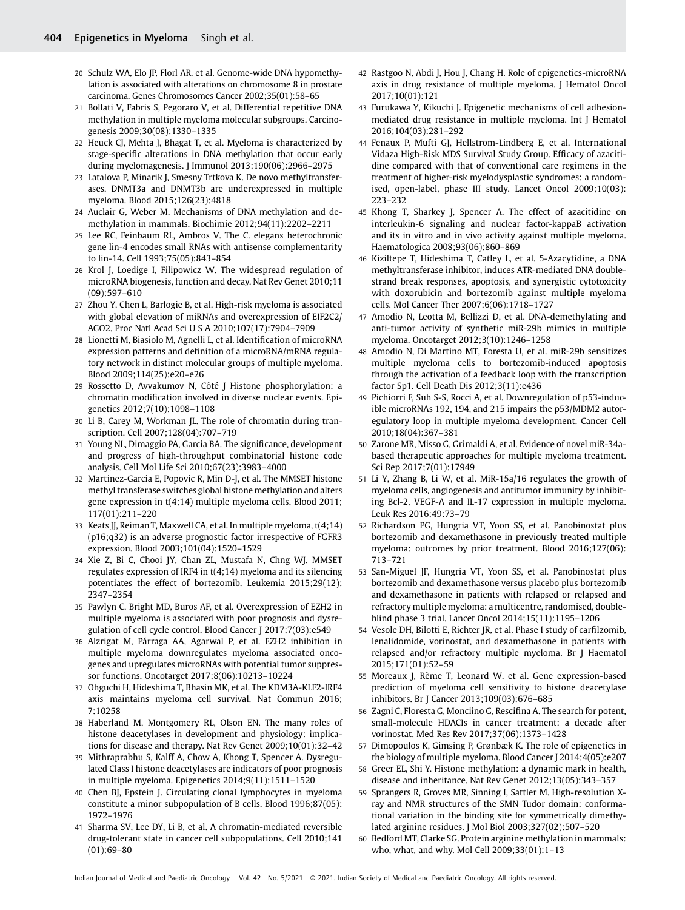20 Schulz WA, Elo JP, Florl AR, et al. Genome-wide DNA hypomethylation is associated with alterations on chromosome 8 in prostate carcinoma. Genes Chromosomes Cancer 2002;35(01):58–65

21 Bollati V, Fabris S, Pegoraro V, et al. Differential repetitive DNA methylation in multiple myeloma molecular subgroups. Carcinogenesis 2009;30(08):1330–1335

22 Heuck CJ, Mehta J, Bhagat T, et al. Myeloma is characterized by stage-specific alterations in DNA methylation that occur early during myelomagenesis. J Immunol 2013;190(06):2966–2975

23 Latalova P, Minarik J, Smesny Trtkova K. De novo methyltransferases, DNMT3a and DNMT3b are underexpressed in multiple myeloma. Blood 2015;126(23):4818

24 Auclair G, Weber M. Mechanisms of DNA methylation and demethylation in mammals. Biochimie 2012;94(11):2202–2211

25 Lee RC, Feinbaum RL, Ambros V. The C. elegans heterochronic gene lin-4 encodes small RNAs with antisense complementarity to lin-14. Cell 1993;75(05):843–854

26 Krol J, Loedige I, Filipowicz W. The widespread regulation of microRNA biogenesis, function and decay. Nat Rev Genet 2010;11(09):597–610

27 Zhou Y, Chen L, Barlogie B, et al. High-risk myeloma is associated with global elevation of miRNAs and overexpression of EIF2C2/AGO2. Proc Natl Acad Sci U S A 2010;107(17):7904–7909

28 Lionetti M, Biasiolo M, Agnelli L, et al. Identification of microRNA expression patterns and definition of a microRNA/mRNA regulatory network in distinct molecular groups of multiple myeloma. Blood 2009;114(25):e20–e26

29 Rossetto D, Avvakumov N, Côté J Histone phosphorylation: a chromatin modification involved in diverse nuclear events. Epigenetics 2012;7(10):1098–1108

30 Li B, Carey M, Workman JL. The role of chromatin during transcription. Cell 2007;128(04):707–719

31 Young NL, Dimaggio PA, Garcia BA. The significance, development and progress of high-throughput combinatorial histone code analysis. Cell Mol Life Sci 2010;67(23):3983–4000

32 Martinez-Garcia E, Popovic R, Min D-J, et al. The MMSET histone methyl transferase switches global histone methylation and alters gene expression in t(4;14) multiple myeloma cells. Blood 2011;117(01):211–220

33 Keats JJ, Reiman T, Maxwell CA, et al. In multiple myeloma, t(4;14)(p16;q32) is an adverse prognostic factor irrespective of FGFR3 expression. Blood 2003;101(04):1520–1529

34 Xie Z, Bi C, Chooi JY, Chan ZL, Mustafa N, Chng WJ. MMSET regulates expression of IRF4 in t(4;14) myeloma and its silencing potentiates the effect of bortezomib. Leukemia 2015;29(12):2347–2354

35 Pawlyn C, Bright MD, Buros AF, et al. Overexpression of EZH2 in multiple myeloma is associated with poor prognosis and dysregulation of cell cycle control. Blood Cancer J 2017;7(03):e549

36 Alzrigat M, Párraga AA, Agarwal P, et al. EZH2 inhibition in multiple myeloma downregulates myeloma associated oncogenes and upregulates microRNAs with potential tumor suppressor functions. Oncotarget 2017;8(06):10213–10224

37 Ohguchi H, Hideshima T, Bhasin MK, et al. The KDM3A-KLF2-IRF4 axis maintains myeloma cell survival. Nat Commun 2016;7:10258

38 Haberland M, Montgomery RL, Olson EN. The many roles of histone deacetylases in development and physiology: implications for disease and therapy. Nat Rev Genet 2009;10(01):32–42

39 Mithraprabhu S, Kalff A, Chow A, Khong T, Spencer A. Dysregulated Class I histone deacetylases are indicators of poor prognosis in multiple myeloma. Epigenetics 2014;9(11):1511–1520

40 Chen BJ, Epstein J. Circulating clonal lymphocytes in myeloma constitute a minor subpopulation of B cells. Blood 1996;87(05):1972–1976

41 Sharma SV, Lee DY, Li B, et al. A chromatin-mediated reversible drug-tolerant state in cancer cell subpopulations. Cell 2010;141(01):69–80

42 Rastgoo N, Abdi J, Hou J, Chang H. Role of epigenetics-microRNA axis in drug resistance of multiple myeloma. J Hematol Oncol 2017;10(01):121

43 Furukawa Y, Kikuchi J. Epigenetic mechanisms of cell adhesion-mediated drug resistance in multiple myeloma. Int J Hematol 2016;104(03):281–292

44 Fenaux P, Mufti GJ, Hellstrom-Lindberg E, et al. International Vidaza High-Risk MDS Survival Study Group. Efficacy of azacitidine compared with that of conventional care regimens in the treatment of higher-risk myelodysplastic syndromes: a randomised, open-label, phase III study. Lancet Oncol 2009;10(03):223–232

45 Khong T, Sharkey J, Spencer A. The effect of azacitidine on interleukin-6 signaling and nuclear factor-kappaB activation and its in vitro and in vivo activity against multiple myeloma. Haematologica 2008;93(06):860–869

46 Kiziltepe T, Hideshima T, Catley L, et al. 5-Azacytidine, a DNA methyltransferase inhibitor, induces ATR-mediated DNA double-strand break responses, apoptosis, and synergistic cytotoxicity with doxorubicin and bortezomib against multiple myeloma cells. Mol Cancer Ther 2007;6(06):1718–1727

47 Amodio N, Leotta M, Bellizzi D, et al. DNA-demethylating and anti-tumor activity of synthetic miR-29b mimics in multiple myeloma. Oncotarget 2012;3(10):1246–1258

48 Amodio N, Di Martino MT, Foresta U, et al. miR-29b sensitizes multiple myeloma cells to bortezomib-induced apoptosis through the activation of a feedback loop with the transcription factor Sp1. Cell Death Dis 2012;3(11):e436

49 Pichiorri F, Suh S-S, Rocci A, et al. Downregulation of p53-inducible microRNAs 192, 194, and 215 impairs the p53/MDM2 autoregulatory loop in multiple myeloma development. Cancer Cell 2010;18(04):367–381

50 Zarone MR, Misso G, Grimaldi A, et al. Evidence of novel miR-34a-based therapeutic approaches for multiple myeloma treatment. Sci Rep 2017;7(01):17949

51 Li Y, Zhang B, Li W, et al. MiR-15a/16 regulates the growth of myeloma cells, angiogenesis and antitumor immunity by inhibiting Bcl-2, VEGF-A and IL-17 expression in multiple myeloma. Leuk Res 2016;49:73–79

52 Richardson PG, Hungria VT, Yoon SS, et al. Panobinostat plus bortezomib and dexamethasone in previously treated multiple myeloma: outcomes by prior treatment. Blood 2016;127(06):713–721

53 San-Miguel JF, Hungria VT, Yoon SS, et al. Panobinostat plus bortezomib and dexamethasone versus placebo plus bortezomib and dexamethasone in patients with relapsed or relapsed and refractory multiple myeloma: a multicentre, randomised, double-blind phase 3 trial. Lancet Oncol 2014;15(11):1195–1206

54 Vesole DH, Bilotti E, Richter JR, et al. Phase I study of carfilzomib, lenalidomide, vorinostat, and dexamethasone in patients with relapsed and/or refractory multiple myeloma. Br J Haematol 2015;171(01):52–59

55 Moreaux J, Rème T, Leonard W, et al. Gene expression-based prediction of myeloma cell sensitivity to histone deacetylase inhibitors. Br J Cancer 2013;109(03):676–685

56 Zagni C, Floresta G, Monciino G, Rescifina A. The search for potent, small-molecule HDACIs in cancer treatment: a decade after vorinostat. Med Res Rev 2017;37(06):1373–1428

57 Dimopoulos K, Gimsing P, Grønbæk K. The role of epigenetics in the biology of multiple myeloma. Blood Cancer J 2014;4(05):e207

58 Greer EL, Shi Y. Histone methylation: a dynamic mark in health, disease and inheritance. Nat Rev Genet 2012;13(05):343–357

59 Sprangers R, Groves MR, Sinning I, Sattler M. High-resolution X-ray and NMR structures of the SMN Tudor domain: conformational variation in the binding site for symmetrically dimethylated arginine residues. J Mol Biol 2003;327(02):507–520

60 Bedford MT, Clarke SG. Protein arginine methylation in mammals: who, what, and why. Mol Cell 2009;33(01):1–13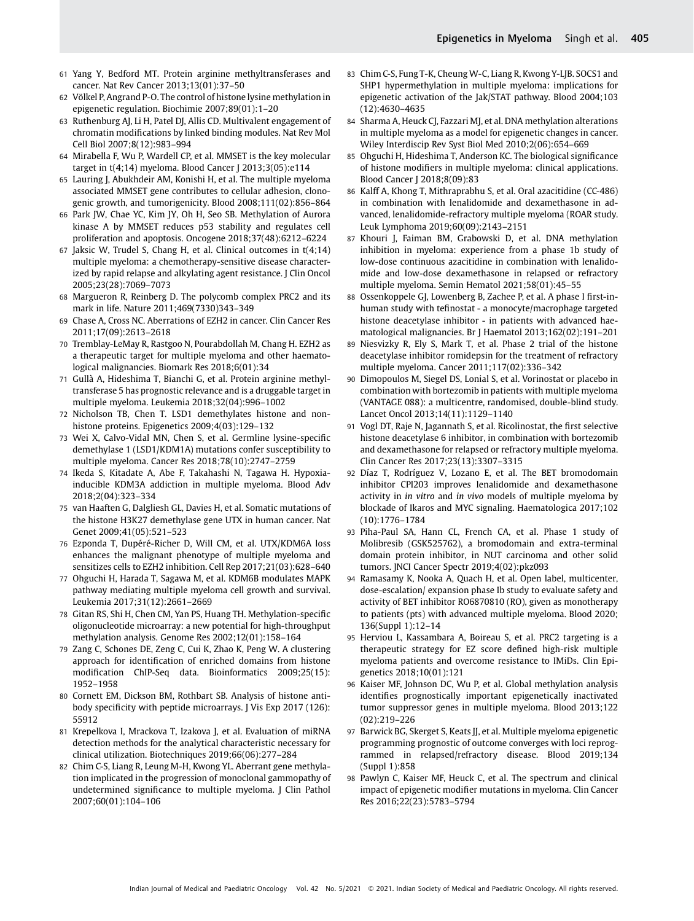61 Yang Y, Bedford MT. Protein arginine methyltransferases and cancer. Nat Rev Cancer 2013;13(01):37–50

62 Völkel P, Angrand P-O. The control of histone lysine methylation in epigenetic regulation. Biochimie 2007;89(01):1–20

63 Ruthenburg AJ, Li H, Patel DJ, Allis CD. Multivalent engagement of chromatin modifications by linked binding modules. Nat Rev Mol Cell Biol 2007;8(12):983–994

64 Mirabella F, Wu P, Wardell CP, et al. MMSET is the key molecular target in t(4;14) myeloma. Blood Cancer J 2013;3(05):e114

65 Lauring J, Abukhdeir AM, Konishi H, et al. The multiple myeloma associated MMSET gene contributes to cellular adhesion, clonogenic growth, and tumorigenicity. Blood 2008;111(02):856–864

66 Park JW, Chae YC, Kim JY, Oh H, Seo SB. Methylation of Aurora kinase A by MMSET reduces p53 stability and regulates cell proliferation and apoptosis. Oncogene 2018;37(48):6212–6224

67 Jaksic W, Trudel S, Chang H, et al. Clinical outcomes in t(4;14) multiple myeloma: a chemotherapy-sensitive disease characterized by rapid relapse and alkylating agent resistance. J Clin Oncol 2005;23(28):7069–7073

68 Margueron R, Reinberg D. The polycomb complex PRC2 and its mark in life. Nature 2011;469(7330)343–349

69 Chase A, Cross NC. Aberrations of EZH2 in cancer. Clin Cancer Res 2011;17(09):2613–2618

70 Tremblay-LeMay R, Rastgoo N, Pourabdollah M, Chang H. EZH2 as a therapeutic target for multiple myeloma and other haematological malignancies. Biomark Res 2018;6(01):34

71 Gullà A, Hideshima T, Bianchi G, et al. Protein arginine methyltransferase 5 has prognostic relevance and is a druggable target in multiple myeloma. Leukemia 2018;32(04):996–1002

72 Nicholson TB, Chen T. LSD1 demethylates histone and non-histone proteins. Epigenetics 2009;4(03):129–132

73 Wei X, Calvo-Vidal MN, Chen S, et al. Germline lysine-specific demethylase 1 (LSD1/KDM1A) mutations confer susceptibility to multiple myeloma. Cancer Res 2018;78(10):2747–2759

74 Ikeda S, Kitadate A, Abe F, Takahashi N, Tagawa H. Hypoxia-inducible KDM3A addiction in multiple myeloma. Blood Adv 2018;2(04):323–334

75 van Haaften G, Dalgliesh GL, Davies H, et al. Somatic mutations of the histone H3K27 demethylase gene UTX in human cancer. Nat Genet 2009;41(05):521–523

76 Ezponda T, Dupéré-Richer D, Will CM, et al. UTX/KDM6A loss enhances the malignant phenotype of multiple myeloma and sensitizes cells to EZH2 inhibition. Cell Rep 2017;21(03):628–640

77 Ohguchi H, Harada T, Sagawa M, et al. KDM6B modulates MAPK pathway mediating multiple myeloma cell growth and survival. Leukemia 2017;31(12):2661–2669

78 Gitan RS, Shi H, Chen CM, Yan PS, Huang TH. Methylation-specific oligonucleotide microarray: a new potential for high-throughput methylation analysis. Genome Res 2002;12(01):158–164

79 Zang C, Schones DE, Zeng C, Cui K, Zhao K, Peng W. A clustering approach for identification of enriched domains from histone modification ChIP-Seq data. Bioinformatics 2009;25(15):1952–1958

80 Cornett EM, Dickson BM, Rothbart SB. Analysis of histone antibody specificity with peptide microarrays. J Vis Exp 2017 (126):55912

81 Krepelkova I, Mrackova T, Izakova J, et al. Evaluation of miRNA detection methods for the analytical characteristic necessary for clinical utilization. Biotechniques 2019;66(06):277–284

82 Chim C-S, Liang R, Leung M-H, Kwong YL. Aberrant gene methylation implicated in the progression of monoclonal gammopathy of undetermined significance to multiple myeloma. J Clin Pathol 2007;60(01):104–106

83 Chim C-S, Fung T-K, Cheung W-C, Liang R, Kwong Y-LJB. SOCS1 and SHP1 hypermethylation in multiple myeloma: implications for epigenetic activation of the Jak/STAT pathway. Blood 2004;103(12):4630–4635

84 Sharma A, Heuck CJ, Fazzari MJ, et al. DNA methylation alterations in multiple myeloma as a model for epigenetic changes in cancer. Wiley Interdiscip Rev Syst Biol Med 2010;2(06):654–669

85 Ohguchi H, Hideshima T, Anderson KC. The biological significance of histone modifiers in multiple myeloma: clinical applications. Blood Cancer J 2018;8(09):83

86 Kalff A, Khong T, Mithraprabhu S, et al. Oral azacitidine (CC-486) in combination with lenalidomide and dexamethasone in advanced, lenalidomide-refractory multiple myeloma (ROAR study. Leuk Lymphoma 2019;60(09):2143–2151

87 Khouri J, Faiman BM, Grabowski D, et al. DNA methylation inhibition in myeloma: experience from a phase 1b study of low-dose continuous azacitidine in combination with lenalidomide and low-dose dexamethasone in relapsed or refractory multiple myeloma. Semin Hematol 2021;58(01):45–55

88 Ossenkoppele GJ, Lowenberg B, Zachee P, et al. A phase I first-in-human study with tefinostat - a monocyte/macrophage targeted histone deacetylase inhibitor - in patients with advanced haematological malignancies. Br J Haematol 2013;162(02):191–201

89 Niesvizky R, Ely S, Mark T, et al. Phase 2 trial of the histone deacetylase inhibitor romidepsin for the treatment of refractory multiple myeloma. Cancer 2011;117(02):336–342

90 Dimopoulos M, Siegel DS, Lonial S, et al. Vorinostat or placebo in combination with bortezomib in patients with multiple myeloma (VANTAGE 088): a multicentre, randomised, double-blind study. Lancet Oncol 2013;14(11):1129–1140

91 Vogl DT, Raje N, Jagannath S, et al. Ricolinostat, the first selective histone deacetylase 6 inhibitor, in combination with bortezomib and dexamethasone for relapsed or refractory multiple myeloma. Clin Cancer Res 2017;23(13):3307–3315

92 Díaz T, Rodríguez V, Lozano E, et al. The BET bromodomain inhibitor CPI203 improves lenalidomide and dexamethasone activity in *in vitro* and *in vivo* models of multiple myeloma by blockade of Ikaros and MYC signaling. Haematologica 2017;102(10):1776–1784

93 Piha-Paul SA, Hann CL, French CA, et al. Phase 1 study of Molibresib (GSK525762), a bromodomain and extra-terminal domain protein inhibitor, in NUT carcinoma and other solid tumors. JNCI Cancer Spectr 2019;4(02):pkz093

94 Ramasamy K, Nooka A, Quach H, et al. Open label, multicenter, dose-escalation/ expansion phase Ib study to evaluate safety and activity of BET inhibitor RO6870810 (RO), given as monotherapy to patients (pts) with advanced multiple myeloma. Blood 2020;136(Suppl 1):12–14

95 Herviou L, Kassambara A, Boireau S, et al. PRC2 targeting is a therapeutic strategy for EZ score defined high-risk multiple myeloma patients and overcome resistance to IMiDs. Clin Epigenetics 2018;10(01):121

96 Kaiser MF, Johnson DC, Wu P, et al. Global methylation analysis identifies prognostically important epigenetically inactivated tumor suppressor genes in multiple myeloma. Blood 2013;122(02):219–226

97 Barwick BG, Skerget S, Keats JJ, et al. Multiple myeloma epigenetic programming prognostic of outcome converges with loci reprogrammed in relapsed/refractory disease. Blood 2019;134(Suppl 1):858

98 Pawlyn C, Kaiser MF, Heuck C, et al. The spectrum and clinical impact of epigenetic modifier mutations in myeloma. Clin Cancer Res 2016;22(23):5783–5794